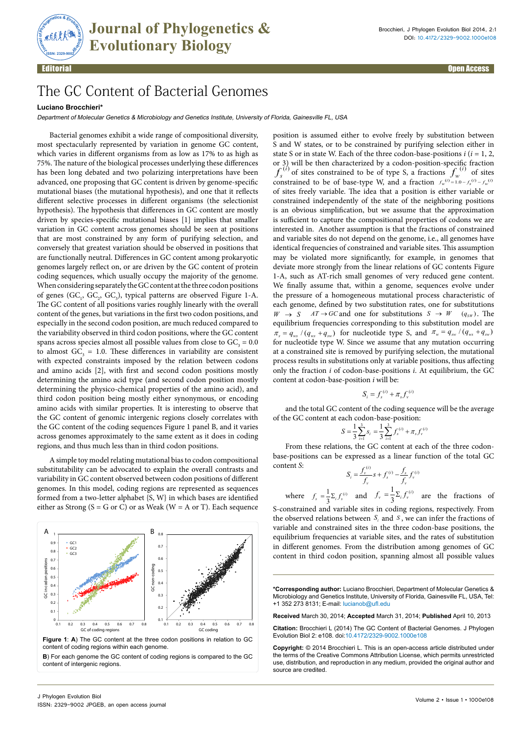# The GC Content of Bacterial Genomes

**Luciano Brocchieri***

*Department of Molecular Genetics & Microbiology and Genetics Institute, University of Florida, Gainesville FL, USA*

Bacterial genomes exhibit a wide range of compositional diversity, most spectacularly represented by variation in genome GC content, which varies in different organisms from as low as 17% to as high as 75%. The nature of the biological processes underlying these differences has been long debated and two polarizing interpretations have been advanced, one proposing that GC content is driven by genome-specific mutational biases (the mutational hypothesis), and one that it reflects different selective processes in different organisms (the selectionist hypothesis). The hypothesis that differences in GC content are mostly driven by species-specific mutational biases [1] implies that smaller variation in GC content across genomes should be seen at positions that are most constrained by any form of purifying selection, and conversely that greatest variation should be observed in positions that are functionally neutral. Differences in GC content among prokaryotic genomes largely reflect on, or are driven by the GC content of protein coding sequences, which usually occupy the majority of the genome. When considering separately the GC content at the three codon positions of genes ($GC_1$, $GC_2$, $GC_3$), typical patterns are observed Figure 1-A. The GC content of all positions varies roughly linearly with the overall content of the genes, but variations in the first two codon positions, and especially in the second codon position, are much reduced compared to the variability observed in third codon positions, where the GC content spans across species almost all possible values from close to $GC_3$ = 0.0 to almost $GC_3$ = 1.0. These differences in variability are consistent with expected constraints imposed by the relation between codons and amino acids [2], with first and second codon positions mostly determining the amino acid type (and second codon position mostly determining the physico-chemical properties of the amino acid), and third codon position being mostly either synonymous, or encoding amino acids with similar properties. It is interesting to observe that the GC content of genomic intergenic regions closely correlates with the GC content of the coding sequences Figure 1 panel B, and it varies across genomes approximately to the same extent as it does in coding regions, and thus much less than in third codon positions.

A simple toy model relating mutational bias to codon compositional substitutability can be advocated to explain the overall contrasts and variability in GC content observed between codon positions of different genomes. In this model, coding regions are represented as sequences formed from a two-letter alphabet {S, W} in which bases are identified either as Strong (S = G or C) or as Weak (W = A or T). Each sequence position is assumed either to evolve freely by substitution between S and W states, or to be constrained by purifying selection either in state S or in state W. Each of the three codon-base-positions $i$ ($i$ = 1, 2, or 3) will be then characterized by a codon-position-specific fraction $f_s^{(i)}$ of sites constrained to be of type S, a fractions $f_w^{(i)}$ of sites constrained to be of base-type W, and a fraction $f_v^{(i)} = 1.0 - f_s^{(i)} - f_w^{(i)}$ of sites freely variable. The idea that a position is either variable or constrained independently of the state of the neighboring positions is an obvious simplification, but we assume that the approximation is sufficient to capture the compositional properties of codons we are interested in. Another assumption is that the fractions of constrained and variable sites do not depend on the genome, i.e., all genomes have identical frequencies of constrained and variable sites. This assumption may be violated more significantly, for example, in genomes that deviate more strongly from the linear relations of GC contents Figure 1-A, such as AT-rich small genomes of very reduced gene content. We finally assume that, within a genome, sequences evolve under the pressure of a homogeneous mutational process characteristic of each genome, defined by two substitution rates, one for substitutions $W \rightarrow S$ $\quad AT \rightarrow GC$ and one for substitutions $S \rightarrow W$ $\quad (q_{SW})$. The equilibrium frequencies corresponding to this substitution model are $\pi_s = q_{ws} / (q_{ws} + q_{sw})$ for nucleotide type S, and $\pi_w = q_{sw} / (q_{ws} + q_{sw})$ for nucleotide type W. Since we assume that any mutation occurring at a constrained site is removed by purifying selection, the mutational process results in substitutions only at variable positions, thus affecting only the fraction $i$ of codon-base-positions $i$. At equilibrium, the GC content at codon-base-position $i$ will be:

$$S_i = f_s^{(i)} + \pi_s f_v^{(i)}$$

and the total GC content of the coding sequence will be the average of the GC content at each codon-base-position:

$$S = \frac{1}{3}\sum_{i=1}^{3} s_i = \frac{1}{3}\sum_{i=1}^{3} f_s^{(i)} + \pi_s f_v^{(i)}$$

From these relations, the GC content at each of the three codon-base-positions can be expressed as a linear function of the total GC content $S$:

$$S_i = \frac{f_v^{(i)}}{f_v} s + f_s^{(i)} - \frac{f_s}{f_v} f_v^{(i)}$$

where $f_s = \frac{1}{3}\Sigma_i f_s^{(i)}$ and $f_v = \frac{1}{3}\Sigma_i f_v^{(i)}$ are the fractions of S-constrained and variable sites in coding regions, respectively. From the observed relations between $S_i$ and $S$, we can infer the fractions of variable and constrained sites in the three codon-base positions, the equilibrium frequencies at variable sites, and the rates of substitution in different genomes. From the distribution among genomes of GC content in third codon position, spanning almost all possible values

**Figure 1**: **A**) The GC content at the three codon positions in relation to GC content of coding regions within each genome.

**B**) For each genome the GC content of coding regions is compared to the GC content of intergenic regions.

---

***Corresponding author:** Luciano Brocchieri, Department of Molecular Genetics & Microbiology and Genetics Institute, University of Florida, Gainesville FL, USA, Tel: +1 352 273 8131; E-mail: lucianob@ufl.edu

**Received** March 30, 2014; **Accepted** March 31, 2014; **Published** April 10, 2013

**Citation:** Brocchieri L (2014) The GC Content of Bacterial Genomes. J Phylogen Evolution Biol 2: e108. doi:10.4172/2329-9002.1000e108

**Copyright:** © 2014 Brocchieri L. This is an open-access article distributed under the terms of the Creative Commons Attribution License, which permits unrestricted use, distribution, and reproduction in any medium, provided the original author and source are credited.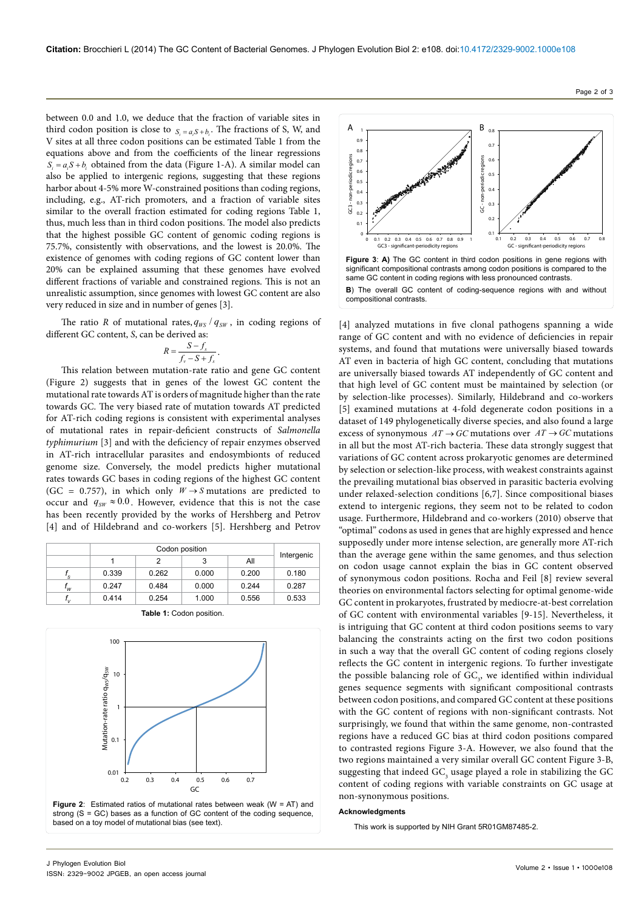between 0.0 and 1.0, we deduce that the fraction of variable sites in third codon position is close to $S_i = a_i S + b_i$. The fractions of S, W, and V sites at all three codon positions can be estimated Table 1 from the equations above and from the coefficients of the linear regressions $S_i = a_i S + b_i$ obtained from the data (Figure 1-A). A similar model can also be applied to intergenic regions, suggesting that these regions harbor about 4-5% more W-constrained positions than coding regions, including, e.g., AT-rich promoters, and a fraction of variable sites similar to the overall fraction estimated for coding regions Table 1, thus, much less than in third codon positions. The model also predicts that the highest possible GC content of genomic coding regions is 75.7%, consistently with observations, and the lowest is 20.0%. The existence of genomes with coding regions of GC content lower than 20% can be explained assuming that these genomes have evolved different fractions of variable and constrained regions. This is not an unrealistic assumption, since genomes with lowest GC content are also very reduced in size and in number of genes [3].

The ratio $R$ of mutational rates, $q_{WS} / q_{SW}$, in coding regions of different GC content, $S$, can be derived as:

$$R = \frac{S - f_s}{f_v - S + f_s}.$$

This relation between mutation-rate ratio and gene GC content (Figure 2) suggests that in genes of the lowest GC content the mutational rate towards AT is orders of magnitude higher than the rate towards GC. The very biased rate of mutation towards AT predicted for AT-rich coding regions is consistent with experimental analyses of mutational rates in repair-deficient constructs of *Salmonella typhimurium* [3] and with the deficiency of repair enzymes observed in AT-rich intracellular parasites and endosymbionts of reduced genome size. Conversely, the model predicts higher mutational rates towards GC bases in coding regions of the highest GC content (GC = 0.757), in which only $W \rightarrow S$ mutations are predicted to occur and $q_{SW} \approx 0.0$. However, evidence that this is not the case has been recently provided by the works of Hershberg and Petrov [4] and of Hildebrand and co-workers [5]. Hershberg and Petrov [4] analyzed mutations in five clonal pathogens spanning a wide range of GC content and with no evidence of deficiencies in repair systems, and found that mutations were universally biased towards AT even in bacteria of high GC content, concluding that mutations are universally biased towards AT independently of GC content and that high level of GC content must be maintained by selection (or by selection-like processes). Similarly, Hildebrand and co-workers [5] examined mutations at 4-fold degenerate codon positions in a dataset of 149 phylogenetically diverse species, and also found a large excess of synonymous $AT \rightarrow GC$ mutations over $AT \rightarrow GC$ mutations in all but the most AT-rich bacteria. These data strongly suggest that variations of GC content across prokaryotic genomes are determined by selection or selection-like process, with weakest constraints against the prevailing mutational bias observed in parasitic bacteria evolving under relaxed-selection conditions [6,7]. Since compositional biases extend to intergenic regions, they seem not to be related to codon usage. Furthermore, Hildebrand and co-workers (2010) observe that "optimal" codons as used in genes that are highly expressed and hence supposedly under more intense selection, are generally more AT-rich than the average gene within the same genomes, and thus selection on codon usage cannot explain the bias in GC content observed of synonymous codon positions. Rocha and Feil [8] review several theories on environmental factors selecting for optimal genome-wide GC content in prokaryotes, frustrated by mediocre-at-best correlation of GC content with environmental variables [9-15]. Nevertheless, it is intriguing that GC content at third codon positions seems to vary balancing the constraints acting on the first two codon positions in such a way that the overall GC content of coding regions closely reflects the GC content in intergenic regions. To further investigate the possible balancing role of $GC_3$, we identified within individual genes sequence segments with significant compositional contrasts between codon positions, and compared GC content at these positions with the GC content of regions with non-significant contrasts. Not surprisingly, we found that within the same genome, non-contrasted regions have a reduced GC bias at third codon positions compared to contrasted regions Figure 3-A. However, we also found that the two regions maintained a very similar overall GC content Figure 3-B, suggesting that indeed $GC_3$ usage played a role in stabilizing the GC content of coding regions with variable constraints on GC usage at non-synonymous positions.

| | Codon position | | | | Intergenic |
|---|---|---|---|---|---|
| | 1 | 2 | 3 | All | |
| $f_s$ | 0.339 | 0.262 | 0.000 | 0.200 | 0.180 |
| $f_w$ | 0.247 | 0.484 | 0.000 | 0.244 | 0.287 |
| $f_v$ | 0.414 | 0.254 | 1.000 | 0.556 | 0.533 |

**Table 1:** Codon position.

**Figure 2**: Estimated ratios of mutational rates between weak (W = AT) and strong (S = GC) bases as a function of GC content of the coding sequence, based on a toy model of mutational bias (see text).

**Figure 3**: **A)** The GC content in third codon positions in gene regions with significant compositional contrasts among codon positions is compared to the same GC content in coding regions with less pronounced contrasts.

**B**) The overall GC content of coding-sequence regions with and without compositional contrasts.

#### Acknowledgments

This work is supported by NIH Grant 5R01GM87485-2.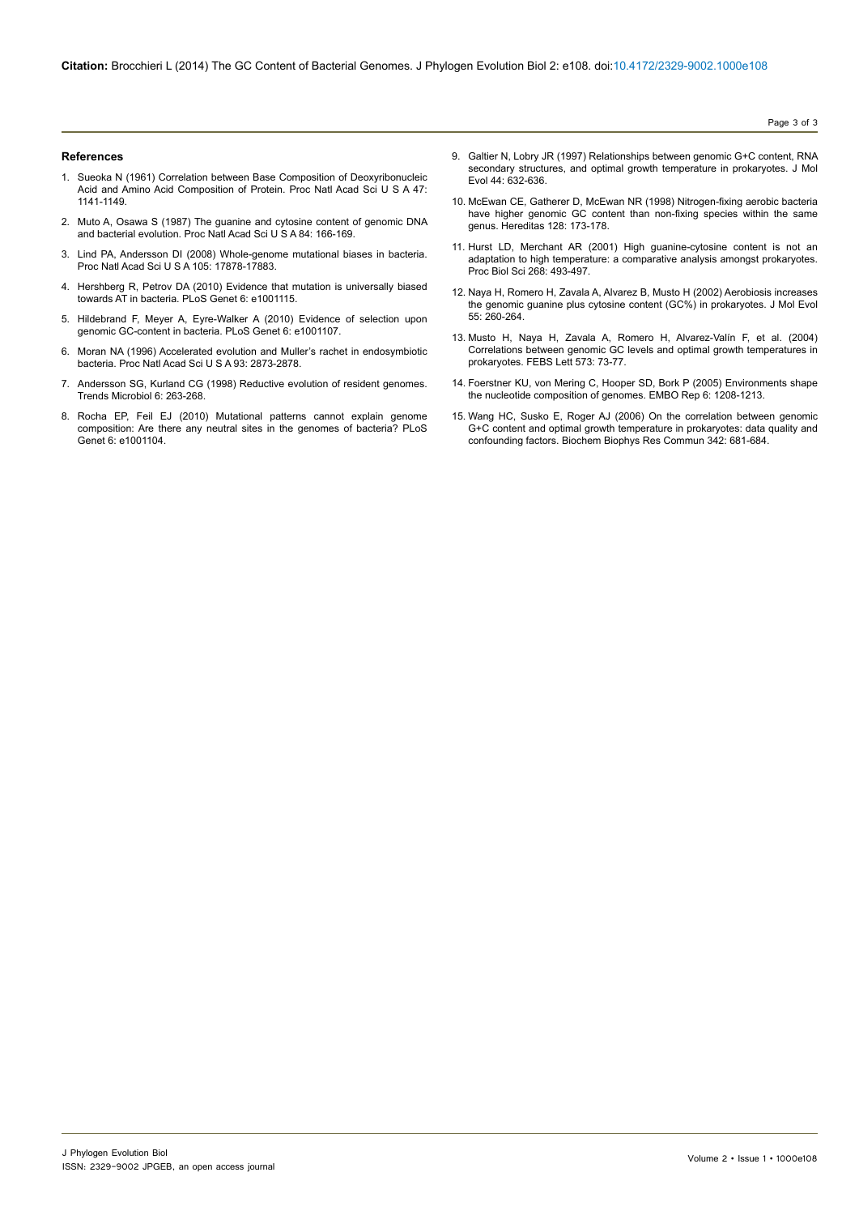## References

1. Sueoka N (1961) Correlation between Base Composition of Deoxyribonucleic Acid and Amino Acid Composition of Protein. Proc Natl Acad Sci U S A 47: 1141-1149.

2. Muto A, Osawa S (1987) The guanine and cytosine content of genomic DNA and bacterial evolution. Proc Natl Acad Sci U S A 84: 166-169.

3. Lind PA, Andersson DI (2008) Whole-genome mutational biases in bacteria. Proc Natl Acad Sci U S A 105: 17878-17883.

4. Hershberg R, Petrov DA (2010) Evidence that mutation is universally biased towards AT in bacteria. PLoS Genet 6: e1001115.

5. Hildebrand F, Meyer A, Eyre-Walker A (2010) Evidence of selection upon genomic GC-content in bacteria. PLoS Genet 6: e1001107.

6. Moran NA (1996) Accelerated evolution and Muller's rachet in endosymbiotic bacteria. Proc Natl Acad Sci U S A 93: 2873-2878.

7. Andersson SG, Kurland CG (1998) Reductive evolution of resident genomes. Trends Microbiol 6: 263-268.

8. Rocha EP, Feil EJ (2010) Mutational patterns cannot explain genome composition: Are there any neutral sites in the genomes of bacteria? PLoS Genet 6: e1001104.

9. Galtier N, Lobry JR (1997) Relationships between genomic G+C content, RNA secondary structures, and optimal growth temperature in prokaryotes. J Mol Evol 44: 632-636.

10. McEwan CE, Gatherer D, McEwan NR (1998) Nitrogen-fixing aerobic bacteria have higher genomic GC content than non-fixing species within the same genus. Hereditas 128: 173-178.

11. Hurst LD, Merchant AR (2001) High guanine-cytosine content is not an adaptation to high temperature: a comparative analysis amongst prokaryotes. Proc Biol Sci 268: 493-497.

12. Naya H, Romero H, Zavala A, Alvarez B, Musto H (2002) Aerobiosis increases the genomic guanine plus cytosine content (GC%) in prokaryotes. J Mol Evol 55: 260-264.

13. Musto H, Naya H, Zavala A, Romero H, Alvarez-Valín F, et al. (2004) Correlations between genomic GC levels and optimal growth temperatures in prokaryotes. FEBS Lett 573: 73-77.

14. Foerstner KU, von Mering C, Hooper SD, Bork P (2005) Environments shape the nucleotide composition of genomes. EMBO Rep 6: 1208-1213.

15. Wang HC, Susko E, Roger AJ (2006) On the correlation between genomic G+C content and optimal growth temperature in prokaryotes: data quality and confounding factors. Biochem Biophys Res Commun 342: 681-684.